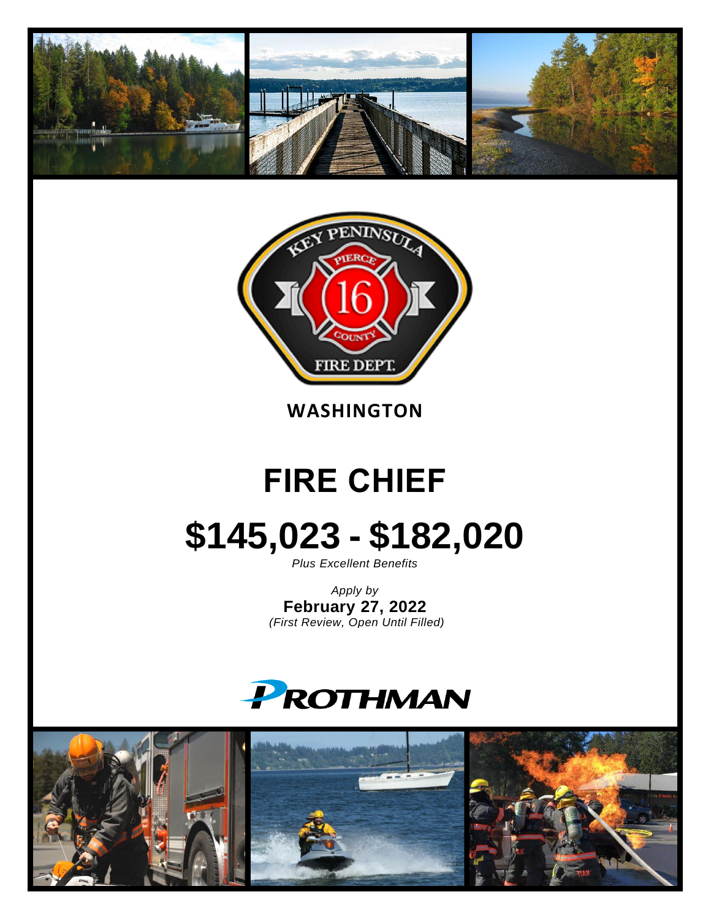**WASHINGTON**

# FIRE CHIEF

# $145,023 - $182,020

*Plus Excellent Benefits*

*Apply by*
**February 27, 2022**
*(First Review, Open Until Filled)*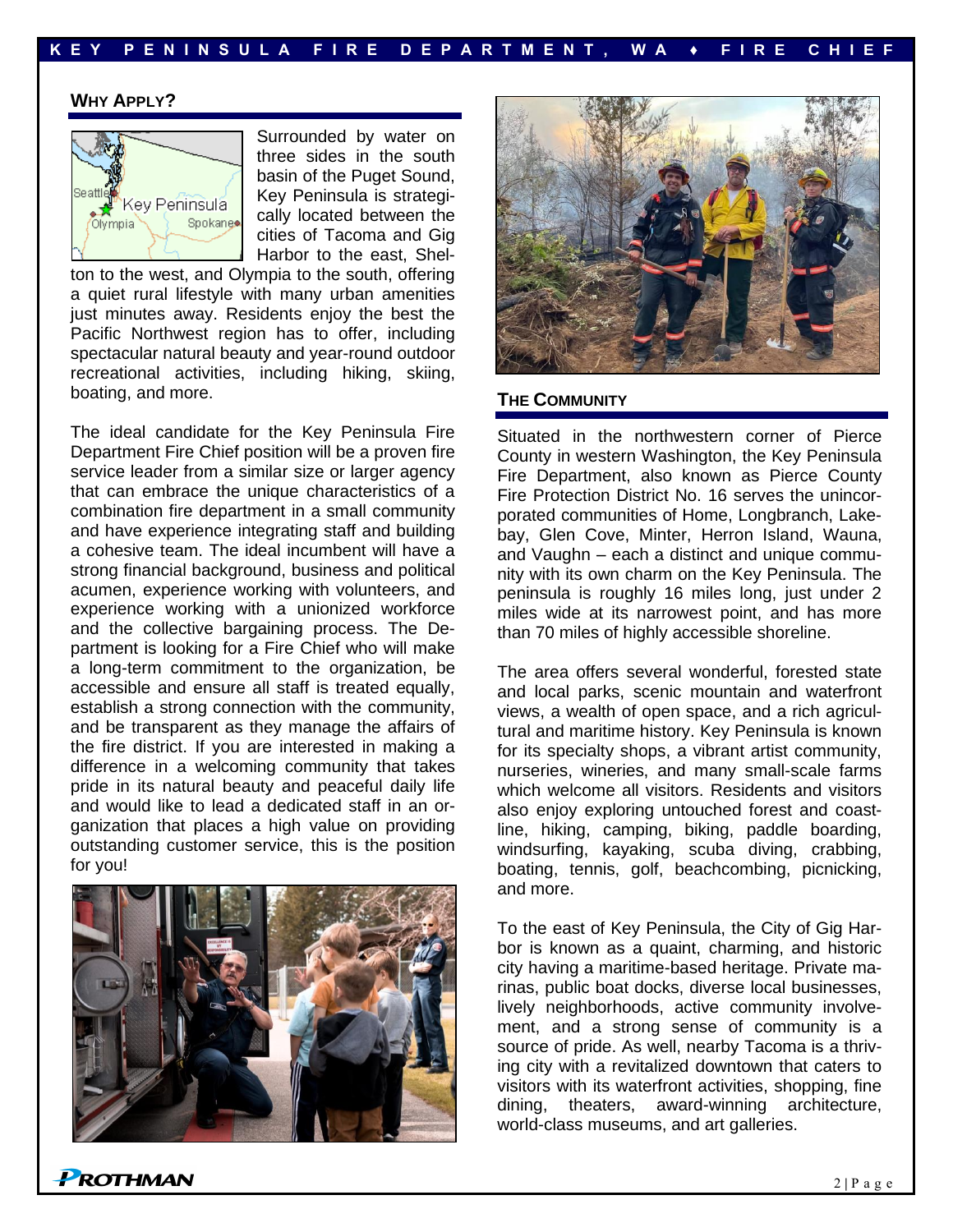## Why Apply?

Surrounded by water on three sides in the south basin of the Puget Sound, Key Peninsula is strategically located between the cities of Tacoma and Gig Harbor to the east, Shelton to the west, and Olympia to the south, offering a quiet rural lifestyle with many urban amenities just minutes away. Residents enjoy the best the Pacific Northwest region has to offer, including spectacular natural beauty and year-round outdoor recreational activities, including hiking, skiing, boating, and more.

The ideal candidate for the Key Peninsula Fire Department Fire Chief position will be a proven fire service leader from a similar size or larger agency that can embrace the unique characteristics of a combination fire department in a small community and have experience integrating staff and building a cohesive team. The ideal incumbent will have a strong financial background, business and political acumen, experience working with volunteers, and experience working with a unionized workforce and the collective bargaining process. The Department is looking for a Fire Chief who will make a long-term commitment to the organization, be accessible and ensure all staff is treated equally, establish a strong connection with the community, and be transparent as they manage the affairs of the fire district. If you are interested in making a difference in a welcoming community that takes pride in its natural beauty and peaceful daily life and would like to lead a dedicated staff in an organization that places a high value on providing outstanding customer service, this is the position for you!

## The Community

Situated in the northwestern corner of Pierce County in western Washington, the Key Peninsula Fire Department, also known as Pierce County Fire Protection District No. 16 serves the unincorporated communities of Home, Longbranch, Lakebay, Glen Cove, Minter, Herron Island, Wauna, and Vaughn – each a distinct and unique community with its own charm on the Key Peninsula. The peninsula is roughly 16 miles long, just under 2 miles wide at its narrowest point, and has more than 70 miles of highly accessible shoreline.

The area offers several wonderful, forested state and local parks, scenic mountain and waterfront views, a wealth of open space, and a rich agricultural and maritime history. Key Peninsula is known for its specialty shops, a vibrant artist community, nurseries, wineries, and many small-scale farms which welcome all visitors. Residents and visitors also enjoy exploring untouched forest and coastline, hiking, camping, biking, paddle boarding, windsurfing, kayaking, scuba diving, crabbing, boating, tennis, golf, beachcombing, picnicking, and more.

To the east of Key Peninsula, the City of Gig Harbor is known as a quaint, charming, and historic city having a maritime-based heritage. Private marinas, public boat docks, diverse local businesses, lively neighborhoods, active community involvement, and a strong sense of community is a source of pride. As well, nearby Tacoma is a thriving city with a revitalized downtown that caters to visitors with its waterfront activities, shopping, fine dining, theaters, award-winning architecture, world-class museums, and art galleries.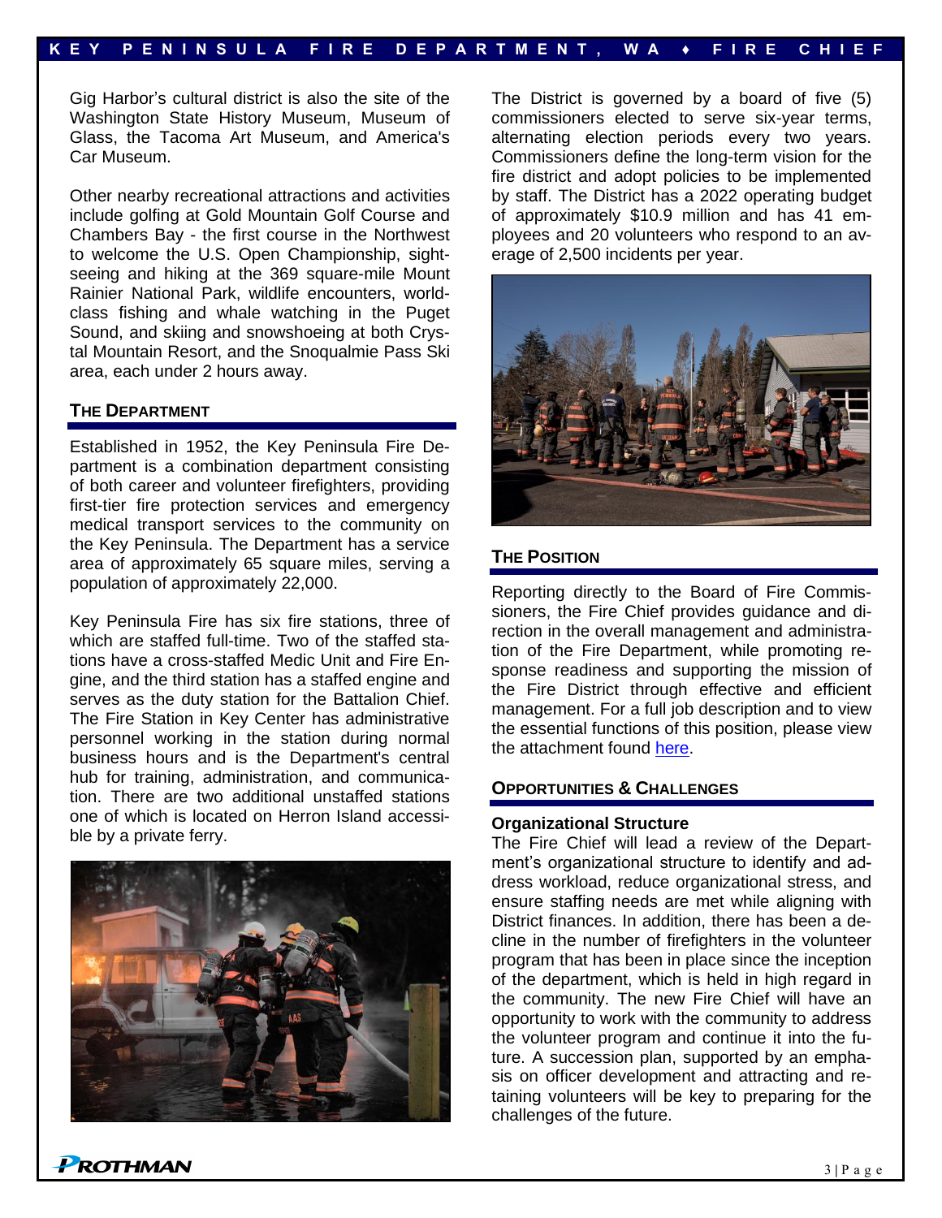Gig Harbor's cultural district is also the site of the Washington State History Museum, Museum of Glass, the Tacoma Art Museum, and America's Car Museum.

Other nearby recreational attractions and activities include golfing at Gold Mountain Golf Course and Chambers Bay - the first course in the Northwest to welcome the U.S. Open Championship, sightseeing and hiking at the 369 square-mile Mount Rainier National Park, wildlife encounters, world-class fishing and whale watching in the Puget Sound, and skiing and snowshoeing at both Crystal Mountain Resort, and the Snoqualmie Pass Ski area, each under 2 hours away.

## The Department

Established in 1952, the Key Peninsula Fire Department is a combination department consisting of both career and volunteer firefighters, providing first-tier fire protection services and emergency medical transport services to the community on the Key Peninsula. The Department has a service area of approximately 65 square miles, serving a population of approximately 22,000.

Key Peninsula Fire has six fire stations, three of which are staffed full-time. Two of the staffed stations have a cross-staffed Medic Unit and Fire Engine, and the third station has a staffed engine and serves as the duty station for the Battalion Chief. The Fire Station in Key Center has administrative personnel working in the station during normal business hours and is the Department's central hub for training, administration, and communication. There are two additional unstaffed stations one of which is located on Herron Island accessible by a private ferry.

The District is governed by a board of five (5) commissioners elected to serve six-year terms, alternating election periods every two years. Commissioners define the long-term vision for the fire district and adopt policies to be implemented by staff. The District has a 2022 operating budget of approximately $10.9 million and has 41 employees and 20 volunteers who respond to an average of 2,500 incidents per year.

## The Position

Reporting directly to the Board of Fire Commissioners, the Fire Chief provides guidance and direction in the overall management and administration of the Fire Department, while promoting response readiness and supporting the mission of the Fire District through effective and efficient management. For a full job description and to view the essential functions of this position, please view the attachment found here.

## Opportunities & Challenges

### Organizational Structure

The Fire Chief will lead a review of the Department's organizational structure to identify and address workload, reduce organizational stress, and ensure staffing needs are met while aligning with District finances. In addition, there has been a decline in the number of firefighters in the volunteer program that has been in place since the inception of the department, which is held in high regard in the community. The new Fire Chief will have an opportunity to work with the community to address the volunteer program and continue it into the future. A succession plan, supported by an emphasis on officer development and attracting and retaining volunteers will be key to preparing for the challenges of the future.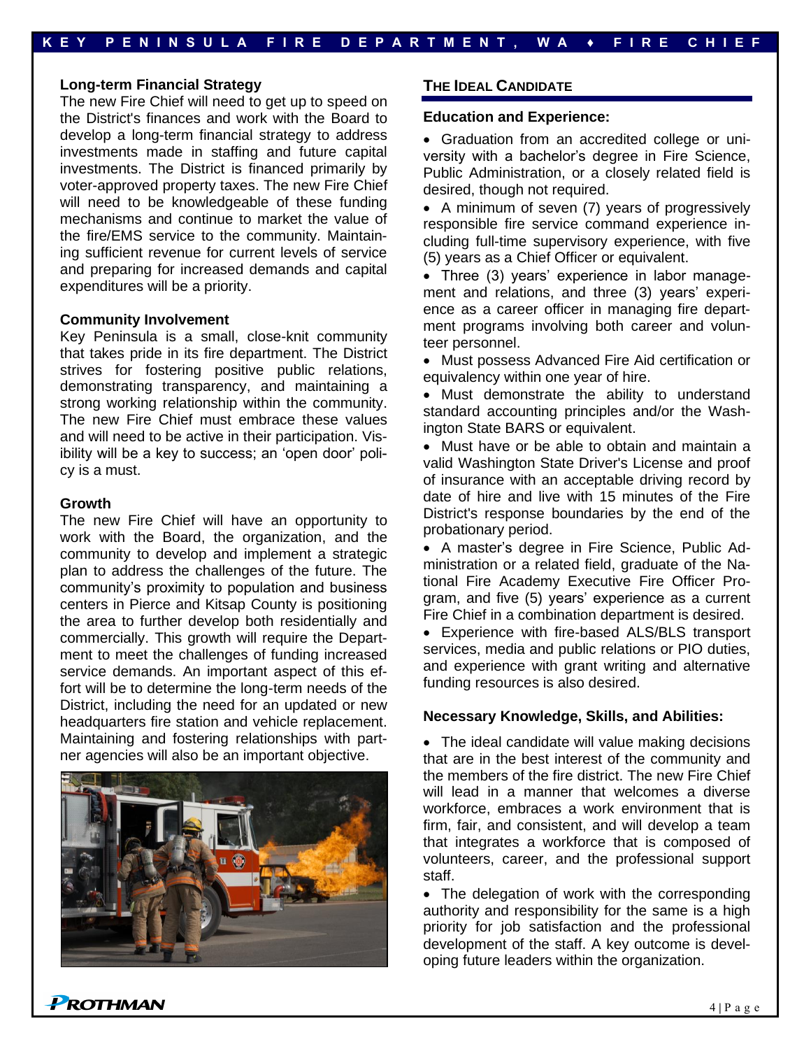### Long-term Financial Strategy

The new Fire Chief will need to get up to speed on the District's finances and work with the Board to develop a long-term financial strategy to address investments made in staffing and future capital investments. The District is financed primarily by voter-approved property taxes. The new Fire Chief will need to be knowledgeable of these funding mechanisms and continue to market the value of the fire/EMS service to the community. Maintaining sufficient revenue for current levels of service and preparing for increased demands and capital expenditures will be a priority.

### Community Involvement

Key Peninsula is a small, close-knit community that takes pride in its fire department. The District strives for fostering positive public relations, demonstrating transparency, and maintaining a strong working relationship within the community. The new Fire Chief must embrace these values and will need to be active in their participation. Visibility will be a key to success; an 'open door' policy is a must.

### Growth

The new Fire Chief will have an opportunity to work with the Board, the organization, and the community to develop and implement a strategic plan to address the challenges of the future. The community's proximity to population and business centers in Pierce and Kitsap County is positioning the area to further develop both residentially and commercially. This growth will require the Department to meet the challenges of funding increased service demands. An important aspect of this effort will be to determine the long-term needs of the District, including the need for an updated or new headquarters fire station and vehicle replacement. Maintaining and fostering relationships with partner agencies will also be an important objective.

## THE IDEAL CANDIDATE

### Education and Experience:

- Graduation from an accredited college or university with a bachelor's degree in Fire Science, Public Administration, or a closely related field is desired, though not required.
- A minimum of seven (7) years of progressively responsible fire service command experience including full-time supervisory experience, with five (5) years as a Chief Officer or equivalent.
- Three (3) years' experience in labor management and relations, and three (3) years' experience as a career officer in managing fire department programs involving both career and volunteer personnel.
- Must possess Advanced Fire Aid certification or equivalency within one year of hire.
- Must demonstrate the ability to understand standard accounting principles and/or the Washington State BARS or equivalent.
- Must have or be able to obtain and maintain a valid Washington State Driver's License and proof of insurance with an acceptable driving record by date of hire and live with 15 minutes of the Fire District's response boundaries by the end of the probationary period.
- A master's degree in Fire Science, Public Administration or a related field, graduate of the National Fire Academy Executive Fire Officer Program, and five (5) years' experience as a current Fire Chief in a combination department is desired.
- Experience with fire-based ALS/BLS transport services, media and public relations or PIO duties, and experience with grant writing and alternative funding resources is also desired.

### Necessary Knowledge, Skills, and Abilities:

- The ideal candidate will value making decisions that are in the best interest of the community and the members of the fire district. The new Fire Chief will lead in a manner that welcomes a diverse workforce, embraces a work environment that is firm, fair, and consistent, and will develop a team that integrates a workforce that is composed of volunteers, career, and the professional support staff.
- The delegation of work with the corresponding authority and responsibility for the same is a high priority for job satisfaction and the professional development of the staff. A key outcome is developing future leaders within the organization.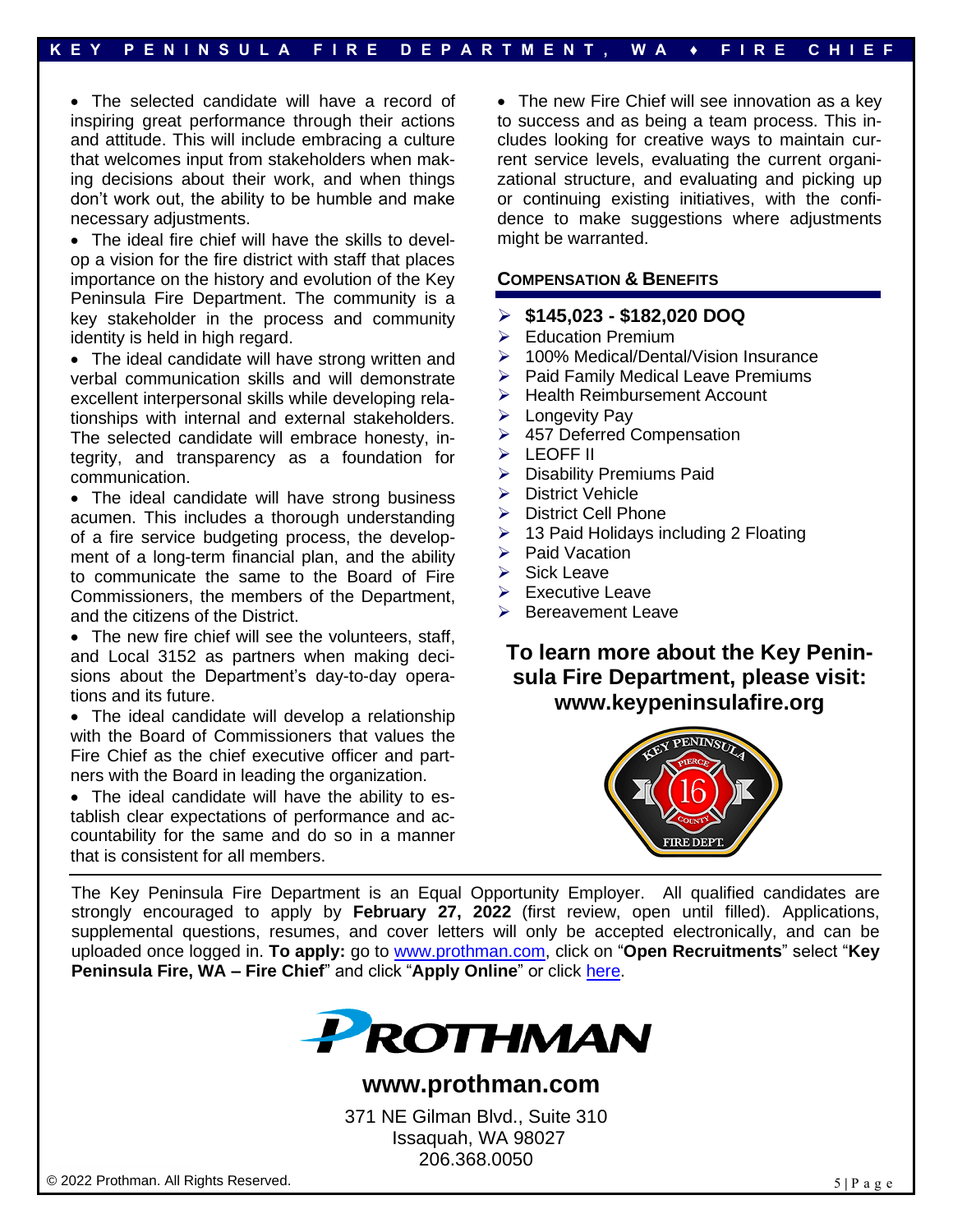- The selected candidate will have a record of inspiring great performance through their actions and attitude. This will include embracing a culture that welcomes input from stakeholders when making decisions about their work, and when things don't work out, the ability to be humble and make necessary adjustments.
- The ideal fire chief will have the skills to develop a vision for the fire district with staff that places importance on the history and evolution of the Key Peninsula Fire Department. The community is a key stakeholder in the process and community identity is held in high regard.
- The ideal candidate will have strong written and verbal communication skills and will demonstrate excellent interpersonal skills while developing relationships with internal and external stakeholders. The selected candidate will embrace honesty, integrity, and transparency as a foundation for communication.
- The ideal candidate will have strong business acumen. This includes a thorough understanding of a fire service budgeting process, the development of a long-term financial plan, and the ability to communicate the same to the Board of Fire Commissioners, the members of the Department, and the citizens of the District.
- The new fire chief will see the volunteers, staff, and Local 3152 as partners when making decisions about the Department's day-to-day operations and its future.
- The ideal candidate will develop a relationship with the Board of Commissioners that values the Fire Chief as the chief executive officer and partners with the Board in leading the organization.
- The ideal candidate will have the ability to establish clear expectations of performance and accountability for the same and do so in a manner that is consistent for all members.
- The new Fire Chief will see innovation as a key to success and as being a team process. This includes looking for creative ways to maintain current service levels, evaluating the current organizational structure, and evaluating and picking up or continuing existing initiatives, with the confidence to make suggestions where adjustments might be warranted.

## COMPENSATION & BENEFITS

- **$145,023 - $182,020 DOQ**
- Education Premium
- 100% Medical/Dental/Vision Insurance
- Paid Family Medical Leave Premiums
- Health Reimbursement Account
- Longevity Pay
- 457 Deferred Compensation
- LEOFF II
- Disability Premiums Paid
- District Vehicle
- District Cell Phone
- 13 Paid Holidays including 2 Floating
- Paid Vacation
- Sick Leave
- Executive Leave
- Bereavement Leave

**To learn more about the Key Peninsula Fire Department, please visit: www.keypeninsulafire.org**

The Key Peninsula Fire Department is an Equal Opportunity Employer. All qualified candidates are strongly encouraged to apply by **February 27, 2022** (first review, open until filled). Applications, supplemental questions, resumes, and cover letters will only be accepted electronically, and can be uploaded once logged in. **To apply:** go to www.prothman.com, click on "**Open Recruitments**" select "**Key Peninsula Fire, WA – Fire Chief**" and click "**Apply Online**" or click here.

PROTHMAN

**www.prothman.com**

371 NE Gilman Blvd., Suite 310
Issaquah, WA 98027
206.368.0050

© 2022 Prothman. All Rights Reserved.